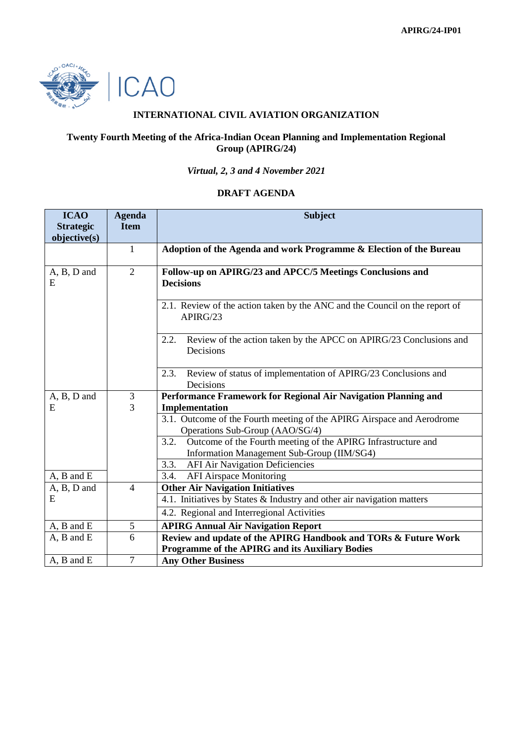APIRG/24-IP01

ICAO

**INTERNATIONAL CIVIL AVIATION ORGANIZATION**

**Twenty Fourth Meeting of the Africa-Indian Ocean Planning and Implementation Regional Group (APIRG/24)**

*Virtual, 2, 3 and 4 November 2021*

**DRAFT AGENDA**

| ICAO Strategic objective(s) | Agenda Item | Subject |
|---|---|---|
| | 1 | **Adoption of the Agenda and work Programme & Election of the Bureau** |
| A, B, D and E | 2 | **Follow-up on APIRG/23 and APCC/5 Meetings Conclusions and Decisions** |
| | | 2.1. Review of the action taken by the ANC and the Council on the report of APIRG/23 |
| | | 2.2. Review of the action taken by the APCC on APIRG/23 Conclusions and Decisions |
| | | 2.3. Review of status of implementation of APIRG/23 Conclusions and Decisions |
| A, B, D and E | 3 | **Performance Framework for Regional Air Navigation Planning and Implementation** |
| | 3 | 3.1. Outcome of the Fourth meeting of the APIRG Airspace and Aerodrome Operations Sub-Group (AAO/SG/4) |
| | | 3.2. Outcome of the Fourth meeting of the APIRG Infrastructure and Information Management Sub-Group (IIM/SG4) |
| | | 3.3. AFI Air Navigation Deficiencies |
| A, B and E | | 3.4. AFI Airspace Monitoring |
| A, B, D and E | 4 | **Other Air Navigation Initiatives** |
| | | 4.1. Initiatives by States & Industry and other air navigation matters |
| | | 4.2. Regional and Interregional Activities |
| A, B and E | 5 | **APIRG Annual Air Navigation Report** |
| A, B and E | 6 | **Review and update of the APIRG Handbook and TORs & Future Work Programme of the APIRG and its Auxiliary Bodies** |
| A, B and E | 7 | **Any Other Business** |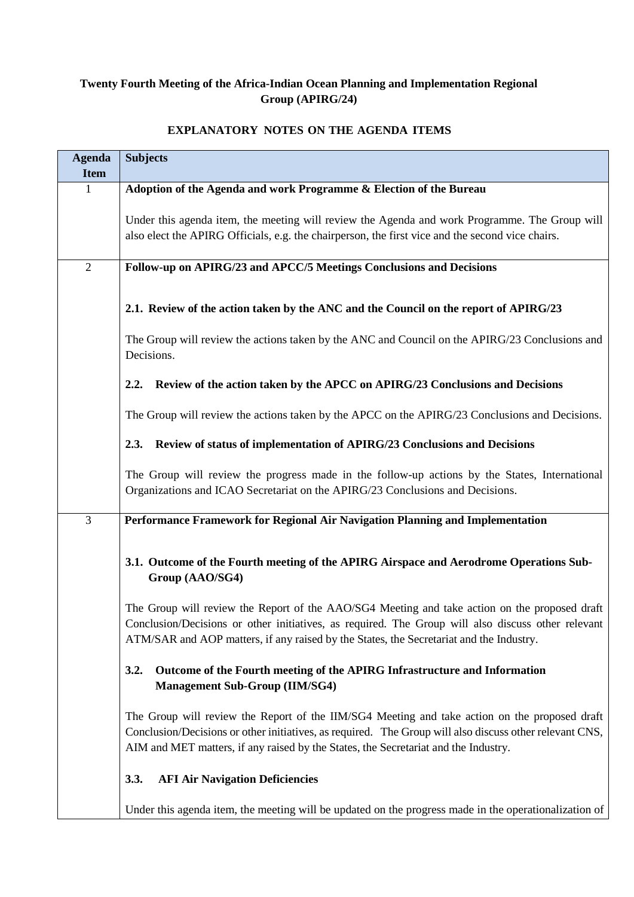**Twenty Fourth Meeting of the Africa-Indian Ocean Planning and Implementation Regional Group (APIRG/24)**

**EXPLANATORY NOTES ON THE AGENDA ITEMS**

| Agenda Item | Subjects |
|---|---|
| 1 | **Adoption of the Agenda and work Programme & Election of the Bureau**<br><br>Under this agenda item, the meeting will review the Agenda and work Programme. The Group will also elect the APIRG Officials, e.g. the chairperson, the first vice and the second vice chairs. |
| 2 | **Follow-up on APIRG/23 and APCC/5 Meetings Conclusions and Decisions**<br><br>**2.1. Review of the action taken by the ANC and the Council on the report of APIRG/23**<br><br>The Group will review the actions taken by the ANC and Council on the APIRG/23 Conclusions and Decisions.<br><br>**2.2. Review of the action taken by the APCC on APIRG/23 Conclusions and Decisions**<br><br>The Group will review the actions taken by the APCC on the APIRG/23 Conclusions and Decisions.<br><br>**2.3. Review of status of implementation of APIRG/23 Conclusions and Decisions**<br><br>The Group will review the progress made in the follow-up actions by the States, International Organizations and ICAO Secretariat on the APIRG/23 Conclusions and Decisions. |
| 3 | **Performance Framework for Regional Air Navigation Planning and Implementation**<br><br>**3.1. Outcome of the Fourth meeting of the APIRG Airspace and Aerodrome Operations Sub-Group (AAO/SG4)**<br><br>The Group will review the Report of the AAO/SG4 Meeting and take action on the proposed draft Conclusion/Decisions or other initiatives, as required. The Group will also discuss other relevant ATM/SAR and AOP matters, if any raised by the States, the Secretariat and the Industry.<br><br>**3.2. Outcome of the Fourth meeting of the APIRG Infrastructure and Information Management Sub-Group (IIM/SG4)**<br><br>The Group will review the Report of the IIM/SG4 Meeting and take action on the proposed draft Conclusion/Decisions or other initiatives, as required. The Group will also discuss other relevant CNS, AIM and MET matters, if any raised by the States, the Secretariat and the Industry.<br><br>**3.3. AFI Air Navigation Deficiencies**<br><br>Under this agenda item, the meeting will be updated on the progress made in the operationalization of |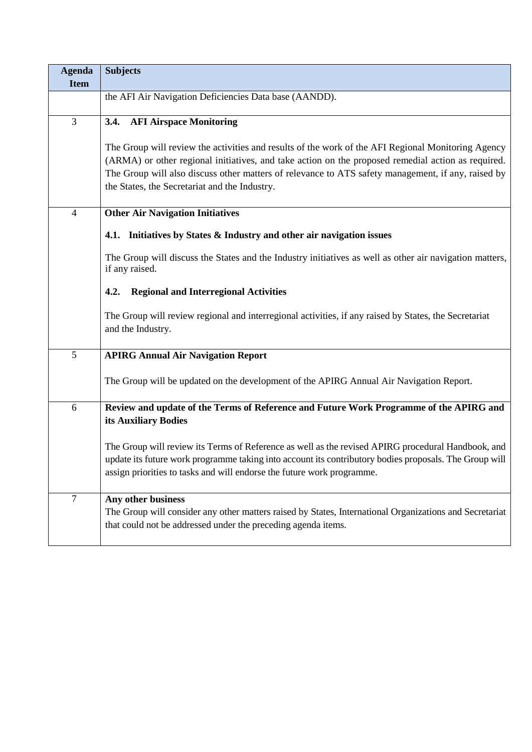| Agenda Item | Subjects |
|---|---|
| | the AFI Air Navigation Deficiencies Data base (AANDD). |
| 3 | **3.4. AFI Airspace Monitoring**<br><br>The Group will review the activities and results of the work of the AFI Regional Monitoring Agency (ARMA) or other regional initiatives, and take action on the proposed remedial action as required. The Group will also discuss other matters of relevance to ATS safety management, if any, raised by the States, the Secretariat and the Industry. |
| 4 | **Other Air Navigation Initiatives**<br><br>**4.1. Initiatives by States & Industry and other air navigation issues**<br><br>The Group will discuss the States and the Industry initiatives as well as other air navigation matters, if any raised.<br><br>**4.2. Regional and Interregional Activities**<br><br>The Group will review regional and interregional activities, if any raised by States, the Secretariat and the Industry. |
| 5 | **APIRG Annual Air Navigation Report**<br><br>The Group will be updated on the development of the APIRG Annual Air Navigation Report. |
| 6 | **Review and update of the Terms of Reference and Future Work Programme of the APIRG and its Auxiliary Bodies**<br><br>The Group will review its Terms of Reference as well as the revised APIRG procedural Handbook, and update its future work programme taking into account its contributory bodies proposals. The Group will assign priorities to tasks and will endorse the future work programme. |
| 7 | **Any other business**<br>The Group will consider any other matters raised by States, International Organizations and Secretariat that could not be addressed under the preceding agenda items. |